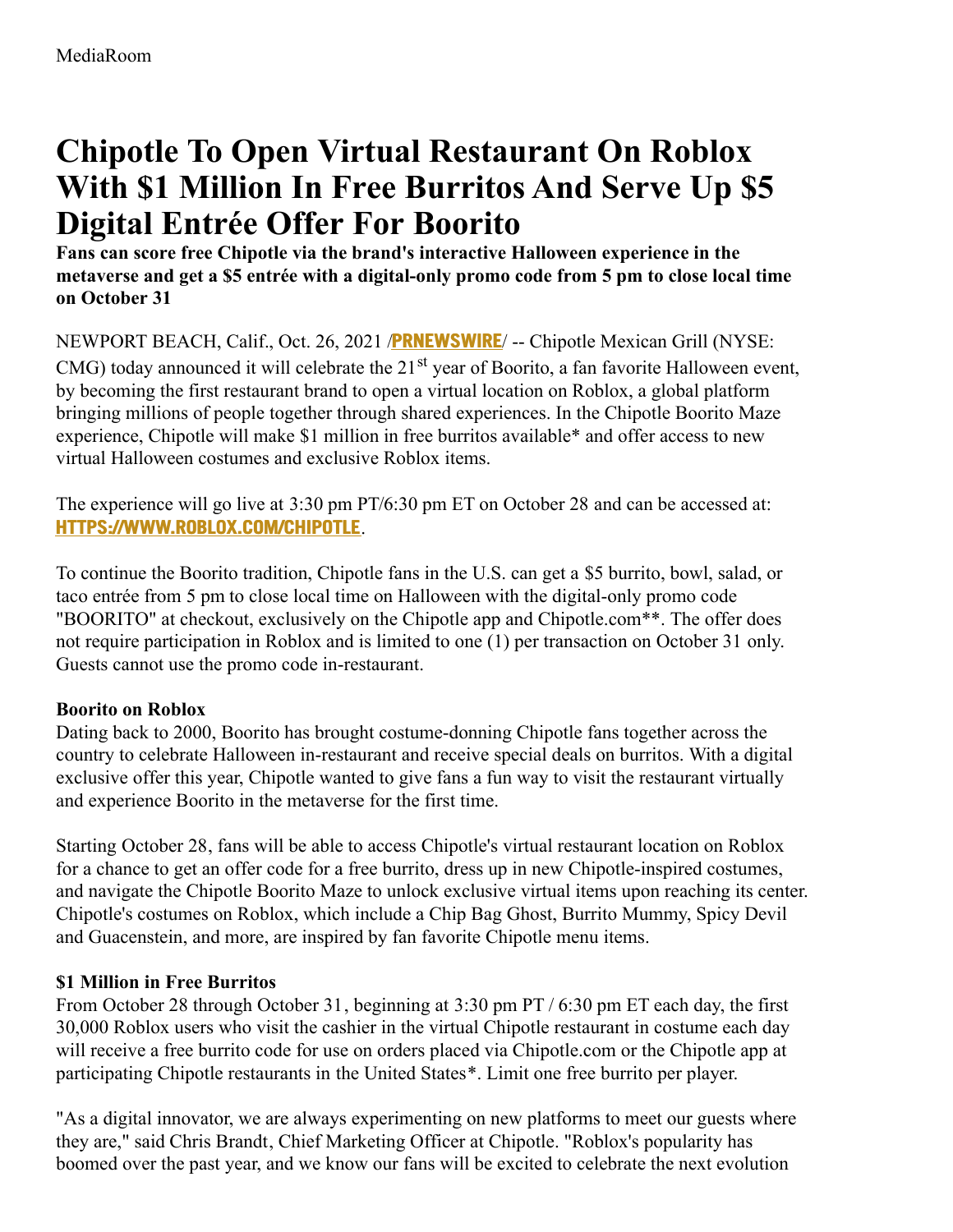MediaRoom

# Chipotle To Open Virtual Restaurant On Roblox With $1 Million In Free Burritos And Serve Up $5 Digital Entrée Offer For Boorito

**Fans can score free Chipotle via the brand's interactive Halloween experience in the metaverse and get a $5 entrée with a digital-only promo code from 5 pm to close local time on October 31**

NEWPORT BEACH, Calif., Oct. 26, 2021 /**PRNEWSWIRE**/ -- Chipotle Mexican Grill (NYSE: CMG) today announced it will celebrate the 21st year of Boorito, a fan favorite Halloween event, by becoming the first restaurant brand to open a virtual location on Roblox, a global platform bringing millions of people together through shared experiences. In the Chipotle Boorito Maze experience, Chipotle will make $1 million in free burritos available* and offer access to new virtual Halloween costumes and exclusive Roblox items.

The experience will go live at 3:30 pm PT/6:30 pm ET on October 28 and can be accessed at: **HTTPS://WWW.ROBLOX.COM/CHIPOTLE**.

To continue the Boorito tradition, Chipotle fans in the U.S. can get a $5 burrito, bowl, salad, or taco entrée from 5 pm to close local time on Halloween with the digital-only promo code "BOORITO" at checkout, exclusively on the Chipotle app and Chipotle.com**. The offer does not require participation in Roblox and is limited to one (1) per transaction on October 31 only. Guests cannot use the promo code in-restaurant.

**Boorito on Roblox**

Dating back to 2000, Boorito has brought costume-donning Chipotle fans together across the country to celebrate Halloween in-restaurant and receive special deals on burritos. With a digital exclusive offer this year, Chipotle wanted to give fans a fun way to visit the restaurant virtually and experience Boorito in the metaverse for the first time.

Starting October 28, fans will be able to access Chipotle's virtual restaurant location on Roblox for a chance to get an offer code for a free burrito, dress up in new Chipotle-inspired costumes, and navigate the Chipotle Boorito Maze to unlock exclusive virtual items upon reaching its center. Chipotle's costumes on Roblox, which include a Chip Bag Ghost, Burrito Mummy, Spicy Devil and Guacenstein, and more, are inspired by fan favorite Chipotle menu items.

**$1 Million in Free Burritos**

From October 28 through October 31, beginning at 3:30 pm PT / 6:30 pm ET each day, the first 30,000 Roblox users who visit the cashier in the virtual Chipotle restaurant in costume each day will receive a free burrito code for use on orders placed via Chipotle.com or the Chipotle app at participating Chipotle restaurants in the United States*. Limit one free burrito per player.

"As a digital innovator, we are always experimenting on new platforms to meet our guests where they are," said Chris Brandt, Chief Marketing Officer at Chipotle. "Roblox's popularity has boomed over the past year, and we know our fans will be excited to celebrate the next evolution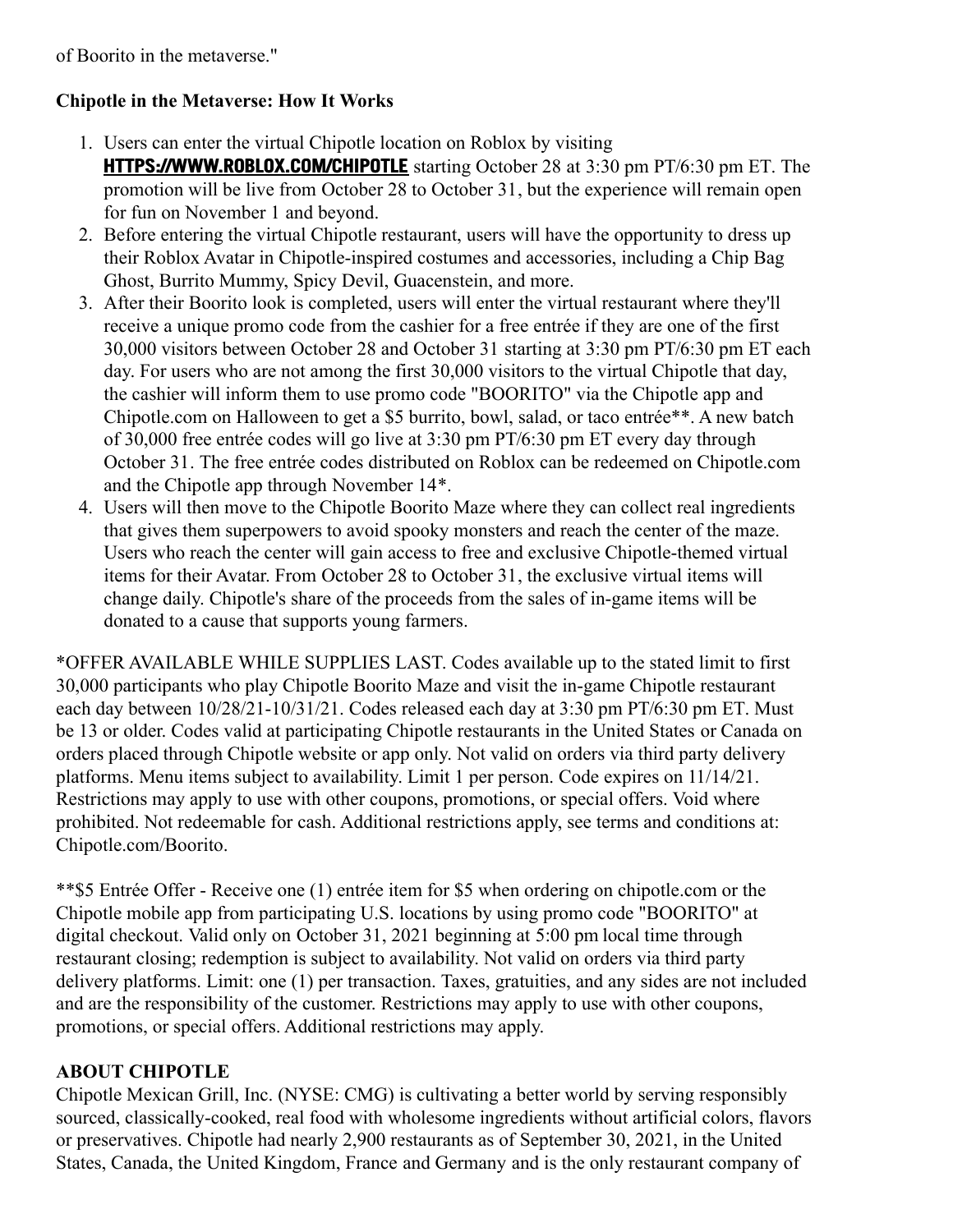of Boorito in the metaverse."

**Chipotle in the Metaverse: How It Works**

1. Users can enter the virtual Chipotle location on Roblox by visiting **HTTPS://WWW.ROBLOX.COM/CHIPOTLE** starting October 28 at 3:30 pm PT/6:30 pm ET. The promotion will be live from October 28 to October 31, but the experience will remain open for fun on November 1 and beyond.
2. Before entering the virtual Chipotle restaurant, users will have the opportunity to dress up their Roblox Avatar in Chipotle-inspired costumes and accessories, including a Chip Bag Ghost, Burrito Mummy, Spicy Devil, Guacenstein, and more.
3. After their Boorito look is completed, users will enter the virtual restaurant where they'll receive a unique promo code from the cashier for a free entrée if they are one of the first 30,000 visitors between October 28 and October 31 starting at 3:30 pm PT/6:30 pm ET each day. For users who are not among the first 30,000 visitors to the virtual Chipotle that day, the cashier will inform them to use promo code "BOORITO" via the Chipotle app and Chipotle.com on Halloween to get a $5 burrito, bowl, salad, or taco entrée**. A new batch of 30,000 free entrée codes will go live at 3:30 pm PT/6:30 pm ET every day through October 31. The free entrée codes distributed on Roblox can be redeemed on Chipotle.com and the Chipotle app through November 14*.
4. Users will then move to the Chipotle Boorito Maze where they can collect real ingredients that gives them superpowers to avoid spooky monsters and reach the center of the maze. Users who reach the center will gain access to free and exclusive Chipotle-themed virtual items for their Avatar. From October 28 to October 31, the exclusive virtual items will change daily. Chipotle's share of the proceeds from the sales of in-game items will be donated to a cause that supports young farmers.

*OFFER AVAILABLE WHILE SUPPLIES LAST. Codes available up to the stated limit to first 30,000 participants who play Chipotle Boorito Maze and visit the in-game Chipotle restaurant each day between 10/28/21-10/31/21. Codes released each day at 3:30 pm PT/6:30 pm ET. Must be 13 or older. Codes valid at participating Chipotle restaurants in the United States or Canada on orders placed through Chipotle website or app only. Not valid on orders via third party delivery platforms. Menu items subject to availability. Limit 1 per person. Code expires on 11/14/21. Restrictions may apply to use with other coupons, promotions, or special offers. Void where prohibited. Not redeemable for cash. Additional restrictions apply, see terms and conditions at: Chipotle.com/Boorito.

**$5 Entrée Offer - Receive one (1) entrée item for $5 when ordering on chipotle.com or the Chipotle mobile app from participating U.S. locations by using promo code "BOORITO" at digital checkout. Valid only on October 31, 2021 beginning at 5:00 pm local time through restaurant closing; redemption is subject to availability. Not valid on orders via third party delivery platforms. Limit: one (1) per transaction. Taxes, gratuities, and any sides are not included and are the responsibility of the customer. Restrictions may apply to use with other coupons, promotions, or special offers. Additional restrictions may apply.

**ABOUT CHIPOTLE**

Chipotle Mexican Grill, Inc. (NYSE: CMG) is cultivating a better world by serving responsibly sourced, classically-cooked, real food with wholesome ingredients without artificial colors, flavors or preservatives. Chipotle had nearly 2,900 restaurants as of September 30, 2021, in the United States, Canada, the United Kingdom, France and Germany and is the only restaurant company of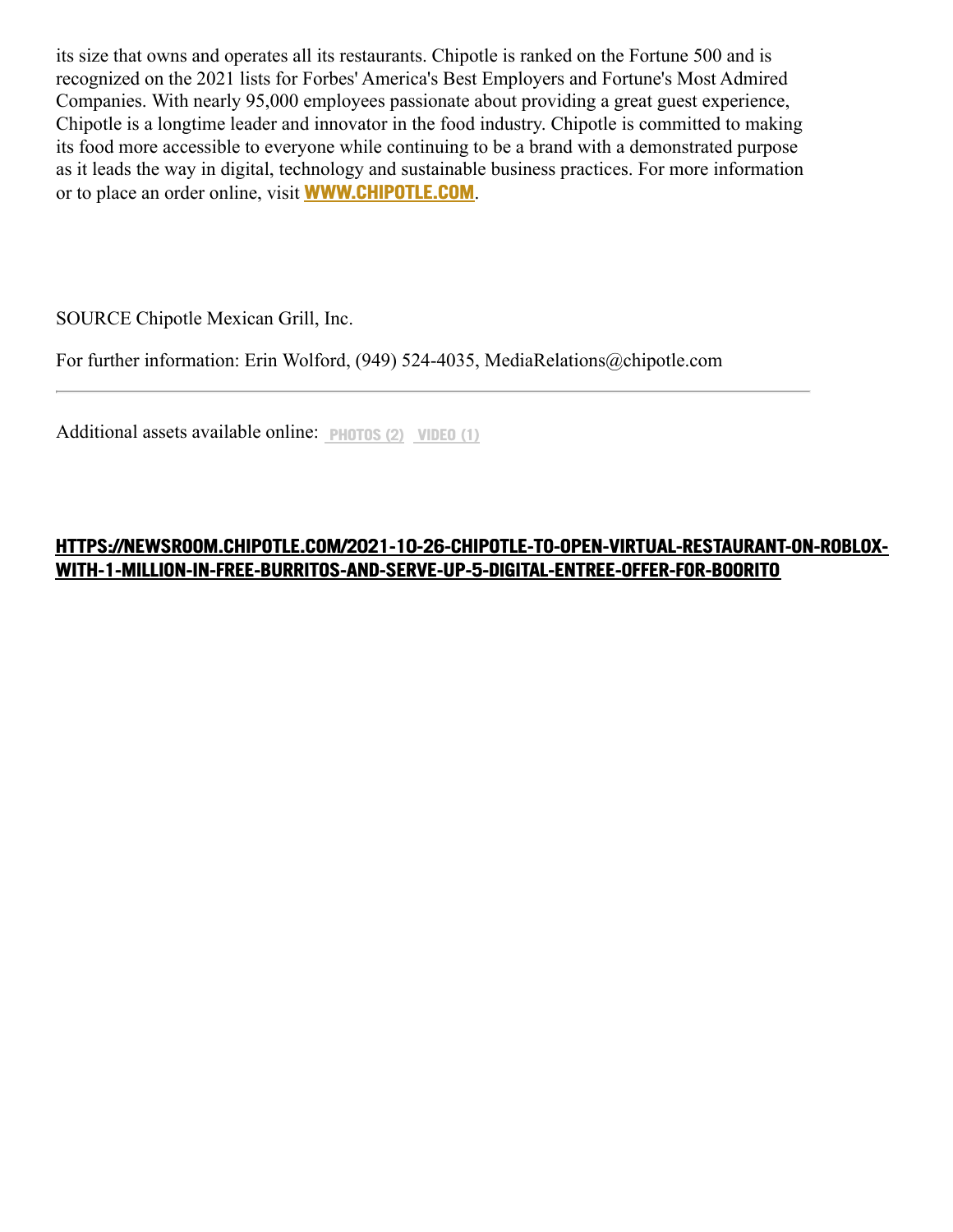its size that owns and operates all its restaurants. Chipotle is ranked on the Fortune 500 and is recognized on the 2021 lists for Forbes' America's Best Employers and Fortune's Most Admired Companies. With nearly 95,000 employees passionate about providing a great guest experience, Chipotle is a longtime leader and innovator in the food industry. Chipotle is committed to making its food more accessible to everyone while continuing to be a brand with a demonstrated purpose as it leads the way in digital, technology and sustainable business practices. For more information or to place an order online, visit **WWW.CHIPOTLE.COM**.

SOURCE Chipotle Mexican Grill, Inc.

For further information: Erin Wolford, (949) 524-4035, MediaRelations@chipotle.com

---

Additional assets available online: PHOTOS (2) VIDEO (1)

**HTTPS://NEWSROOM.CHIPOTLE.COM/2021-10-26-CHIPOTLE-TO-OPEN-VIRTUAL-RESTAURANT-ON-ROBLOX-WITH-1-MILLION-IN-FREE-BURRITOS-AND-SERVE-UP-5-DIGITAL-ENTREE-OFFER-FOR-BOORITO**